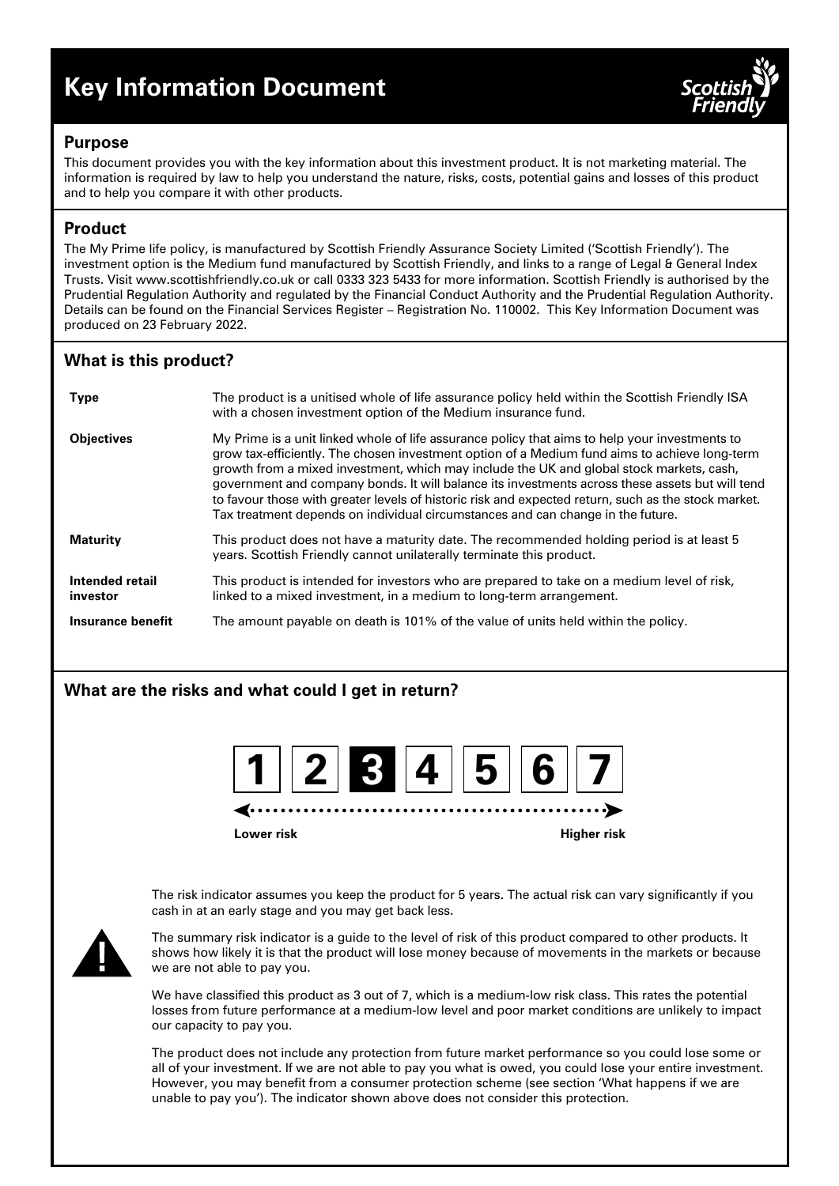# Key Information Document

## Purpose

This document provides you with the key information about this investment product. It is not marketing material. The information is required by law to help you understand the nature, risks, costs, potential gains and losses of this product and to help you compare it with other products.

## Product

The My Prime life policy, is manufactured by Scottish Friendly Assurance Society Limited ('Scottish Friendly'). The investment option is the Medium fund manufactured by Scottish Friendly, and links to a range of Legal & General Index Trusts. Visit www.scottishfriendly.co.uk or call 0333 323 5433 for more information. Scottish Friendly is authorised by the Prudential Regulation Authority and regulated by the Financial Conduct Authority and the Prudential Regulation Authority. Details can be found on the Financial Services Register – Registration No. 110002. This Key Information Document was produced on 23 February 2022.

## What is this product?

| | |
|---|---|
| **Type** | The product is a unitised whole of life assurance policy held within the Scottish Friendly ISA with a chosen investment option of the Medium insurance fund. |
| **Objectives** | My Prime is a unit linked whole of life assurance policy that aims to help your investments to grow tax-efficiently. The chosen investment option of a Medium fund aims to achieve long-term growth from a mixed investment, which may include the UK and global stock markets, cash, government and company bonds. It will balance its investments across these assets but will tend to favour those with greater levels of historic risk and expected return, such as the stock market. Tax treatment depends on individual circumstances and can change in the future. |
| **Maturity** | This product does not have a maturity date. The recommended holding period is at least 5 years. Scottish Friendly cannot unilaterally terminate this product. |
| **Intended retail investor** | This product is intended for investors who are prepared to take on a medium level of risk, linked to a mixed investment, in a medium to long-term arrangement. |
| **Insurance benefit** | The amount payable on death is 101% of the value of units held within the policy. |

## What are the risks and what could I get in return?

1 | 2 | **3** | 4 | 5 | 6 | 7

Lower risk ← → Higher risk

The risk indicator assumes you keep the product for 5 years. The actual risk can vary significantly if you cash in at an early stage and you may get back less.

The summary risk indicator is a guide to the level of risk of this product compared to other products. It shows how likely it is that the product will lose money because of movements in the markets or because we are not able to pay you.

We have classified this product as 3 out of 7, which is a medium-low risk class. This rates the potential losses from future performance at a medium-low level and poor market conditions are unlikely to impact our capacity to pay you.

The product does not include any protection from future market performance so you could lose some or all of your investment. If we are not able to pay you what is owed, you could lose your entire investment. However, you may benefit from a consumer protection scheme (see section 'What happens if we are unable to pay you'). The indicator shown above does not consider this protection.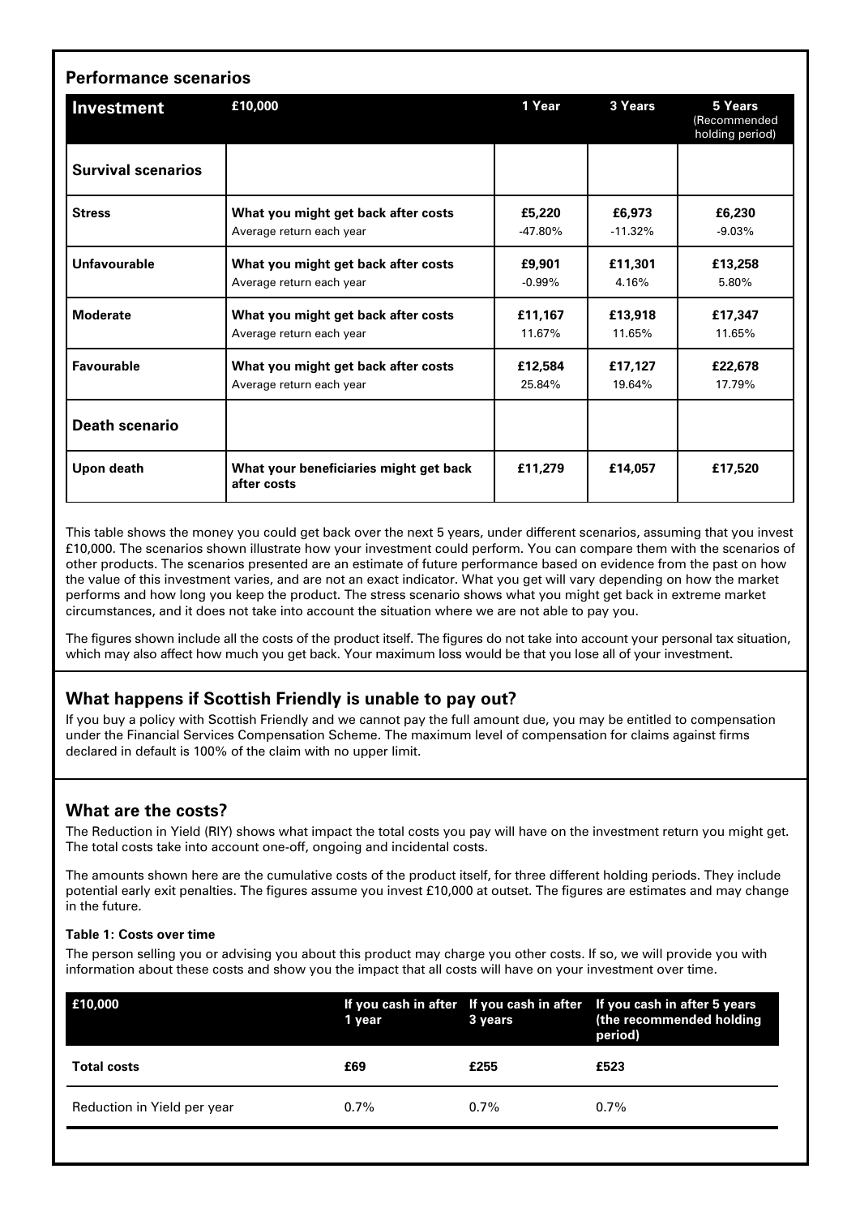## Performance scenarios

| Investment | £10,000 | 1 Year | 3 Years | 5 Years (Recommended holding period) |
|---|---|---|---|---|
| **Survival scenarios** | | | | |
| **Stress** | **What you might get back after costs** | **£5,220** | **£6,973** | **£6,230** |
| | Average return each year | -47.80% | -11.32% | -9.03% |
| **Unfavourable** | **What you might get back after costs** | **£9,901** | **£11,301** | **£13,258** |
| | Average return each year | -0.99% | 4.16% | 5.80% |
| **Moderate** | **What you might get back after costs** | **£11,167** | **£13,918** | **£17,347** |
| | Average return each year | 11.67% | 11.65% | 11.65% |
| **Favourable** | **What you might get back after costs** | **£12,584** | **£17,127** | **£22,678** |
| | Average return each year | 25.84% | 19.64% | 17.79% |
| **Death scenario** | | | | |
| **Upon death** | **What your beneficiaries might get back after costs** | **£11,279** | **£14,057** | **£17,520** |

This table shows the money you could get back over the next 5 years, under different scenarios, assuming that you invest £10,000. The scenarios shown illustrate how your investment could perform. You can compare them with the scenarios of other products. The scenarios presented are an estimate of future performance based on evidence from the past on how the value of this investment varies, and are not an exact indicator. What you get will vary depending on how the market performs and how long you keep the product. The stress scenario shows what you might get back in extreme market circumstances, and it does not take into account the situation where we are not able to pay you.

The figures shown include all the costs of the product itself. The figures do not take into account your personal tax situation, which may also affect how much you get back. Your maximum loss would be that you lose all of your investment.

## What happens if Scottish Friendly is unable to pay out?

If you buy a policy with Scottish Friendly and we cannot pay the full amount due, you may be entitled to compensation under the Financial Services Compensation Scheme. The maximum level of compensation for claims against firms declared in default is 100% of the claim with no upper limit.

## What are the costs?

The Reduction in Yield (RIY) shows what impact the total costs you pay will have on the investment return you might get. The total costs take into account one-off, ongoing and incidental costs.

The amounts shown here are the cumulative costs of the product itself, for three different holding periods. They include potential early exit penalties. The figures assume you invest £10,000 at outset. The figures are estimates and may change in the future.

#### Table 1: Costs over time

The person selling you or advising you about this product may charge you other costs. If so, we will provide you with information about these costs and show you the impact that all costs will have on your investment over time.

| £10,000 | If you cash in after 1 year | If you cash in after 3 years | If you cash in after 5 years (the recommended holding period) |
|---|---|---|---|
| **Total costs** | **£69** | **£255** | **£523** |
| Reduction in Yield per year | 0.7% | 0.7% | 0.7% |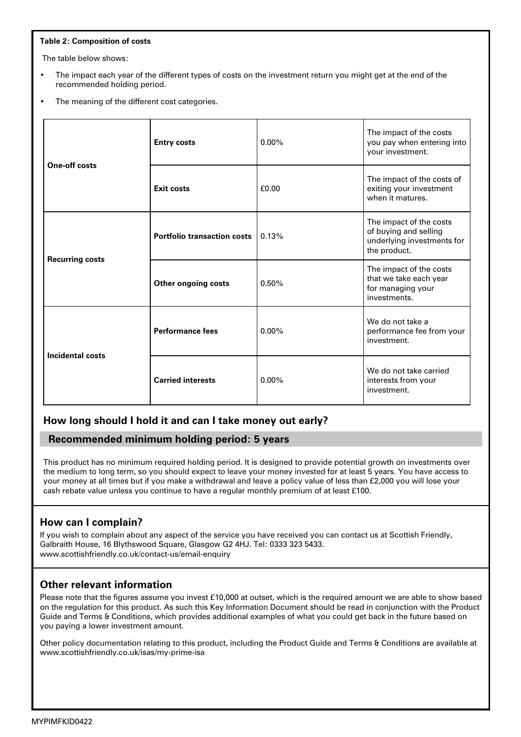**Table 2: Composition of costs**

The table below shows:

- The impact each year of the different types of costs on the investment return you might get at the end of the recommended holding period.
- The meaning of the different cost categories.

| | | | |
|---|---|---|---|
| **One-off costs** | **Entry costs** | 0.00% | The impact of the costs you pay when entering into your investment. |
| | **Exit costs** | £0.00 | The impact of the costs of exiting your investment when it matures. |
| **Recurring costs** | **Portfolio transaction costs** | 0.13% | The impact of the costs of buying and selling underlying investments for the product. |
| | **Other ongoing costs** | 0.50% | The impact of the costs that we take each year for managing your investments. |
| **Incidental costs** | **Performance fees** | 0.00% | We do not take a performance fee from your investment. |
| | **Carried interests** | 0.00% | We do not take carried interests from your investment. |

## How long should I hold it and can I take money out early?

### Recommended minimum holding period: 5 years

This product has no minimum required holding period. It is designed to provide potential growth on investments over the medium to long term, so you should expect to leave your money invested for at least 5 years. You have access to your money at all times but if you make a withdrawal and leave a policy value of less than £2,000 you will lose your cash rebate value unless you continue to have a regular monthly premium of at least £100.

## How can I complain?

If you wish to complain about any aspect of the service you have received you can contact us at Scottish Friendly, Galbraith House, 16 Blythswood Square, Glasgow G2 4HJ. Tel: 0333 323 5433.
www.scottishfriendly.co.uk/contact-us/email-enquiry

## Other relevant information

Please note that the figures assume you invest £10,000 at outset, which is the required amount we are able to show based on the regulation for this product. As such this Key Information Document should be read in conjunction with the Product Guide and Terms & Conditions, which provides additional examples of what you could get back in the future based on you paying a lower investment amount.

Other policy documentation relating to this product, including the Product Guide and Terms & Conditions are available at www.scottishfriendly.co.uk/isas/my-prime-isa

MYPIMFKID0422